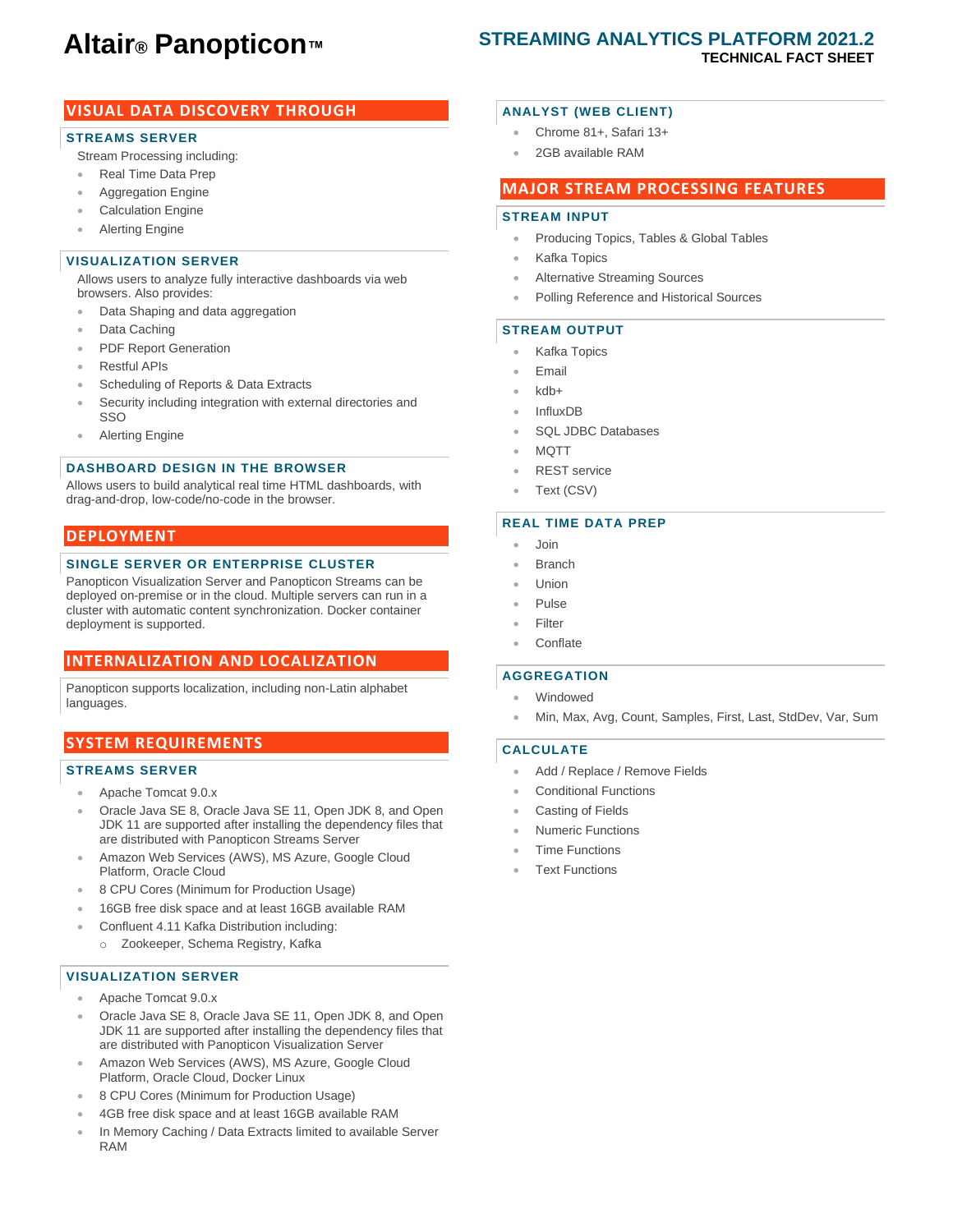# Altair® Panopticon™

## STREAMING ANALYTICS PLATFORM 2021.2

**TECHNICAL FACT SHEET**

## VISUAL DATA DISCOVERY THROUGH

### STREAMS SERVER

Stream Processing including:

- Real Time Data Prep
- Aggregation Engine
- Calculation Engine
- Alerting Engine

### VISUALIZATION SERVER

Allows users to analyze fully interactive dashboards via web browsers. Also provides:

- Data Shaping and data aggregation
- Data Caching
- PDF Report Generation
- Restful APIs
- Scheduling of Reports & Data Extracts
- Security including integration with external directories and SSO
- Alerting Engine

### DASHBOARD DESIGN IN THE BROWSER

Allows users to build analytical real time HTML dashboards, with drag-and-drop, low-code/no-code in the browser.

## DEPLOYMENT

### SINGLE SERVER OR ENTERPRISE CLUSTER

Panopticon Visualization Server and Panopticon Streams can be deployed on-premise or in the cloud. Multiple servers can run in a cluster with automatic content synchronization. Docker container deployment is supported.

## INTERNALIZATION AND LOCALIZATION

Panopticon supports localization, including non-Latin alphabet languages.

## SYSTEM REQUIREMENTS

### STREAMS SERVER

- Apache Tomcat 9.0.x
- Oracle Java SE 8, Oracle Java SE 11, Open JDK 8, and Open JDK 11 are supported after installing the dependency files that are distributed with Panopticon Streams Server
- Amazon Web Services (AWS), MS Azure, Google Cloud Platform, Oracle Cloud
- 8 CPU Cores (Minimum for Production Usage)
- 16GB free disk space and at least 16GB available RAM
- Confluent 4.11 Kafka Distribution including:
  - Zookeeper, Schema Registry, Kafka

### VISUALIZATION SERVER

- Apache Tomcat 9.0.x
- Oracle Java SE 8, Oracle Java SE 11, Open JDK 8, and Open JDK 11 are supported after installing the dependency files that are distributed with Panopticon Visualization Server
- Amazon Web Services (AWS), MS Azure, Google Cloud Platform, Oracle Cloud, Docker Linux
- 8 CPU Cores (Minimum for Production Usage)
- 4GB free disk space and at least 16GB available RAM
- In Memory Caching / Data Extracts limited to available Server RAM

### ANALYST (WEB CLIENT)

- Chrome 81+, Safari 13+
- 2GB available RAM

## MAJOR STREAM PROCESSING FEATURES

### STREAM INPUT

- Producing Topics, Tables & Global Tables
- Kafka Topics
- Alternative Streaming Sources
- Polling Reference and Historical Sources

### STREAM OUTPUT

- Kafka Topics
- Email
- kdb+
- InfluxDB
- SQL JDBC Databases
- MQTT
- REST service
- Text (CSV)

### REAL TIME DATA PREP

- Join
- Branch
- Union
- Pulse
- Filter
- Conflate

### AGGREGATION

- Windowed
- Min, Max, Avg, Count, Samples, First, Last, StdDev, Var, Sum

### CALCULATE

- Add / Replace / Remove Fields
- Conditional Functions
- Casting of Fields
- Numeric Functions
- Time Functions
- Text Functions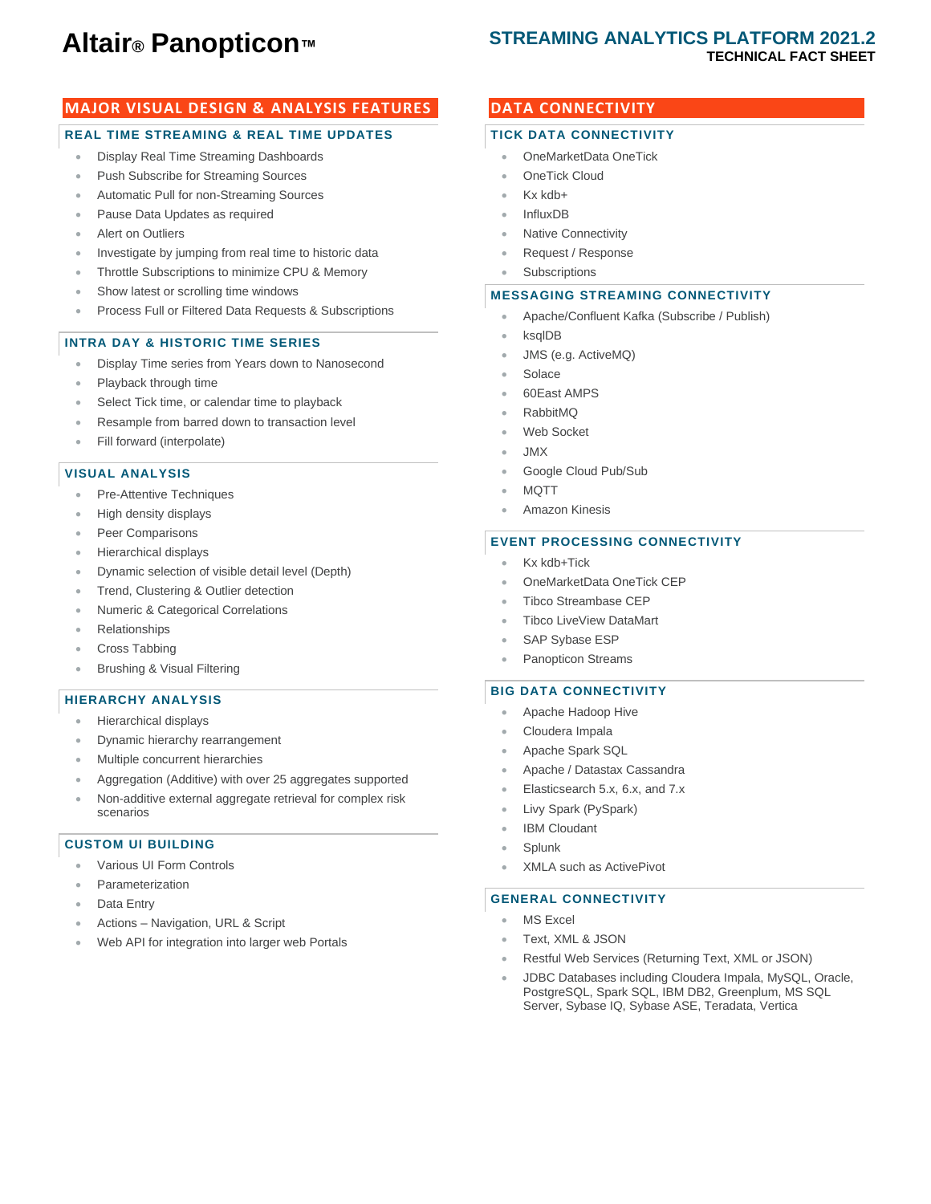# Altair® Panopticon™

## STREAMING ANALYTICS PLATFORM 2021.2
**TECHNICAL FACT SHEET**

## MAJOR VISUAL DESIGN & ANALYSIS FEATURES

### REAL TIME STREAMING & REAL TIME UPDATES

- Display Real Time Streaming Dashboards
- Push Subscribe for Streaming Sources
- Automatic Pull for non-Streaming Sources
- Pause Data Updates as required
- Alert on Outliers
- Investigate by jumping from real time to historic data
- Throttle Subscriptions to minimize CPU & Memory
- Show latest or scrolling time windows
- Process Full or Filtered Data Requests & Subscriptions

### INTRA DAY & HISTORIC TIME SERIES

- Display Time series from Years down to Nanosecond
- Playback through time
- Select Tick time, or calendar time to playback
- Resample from barred down to transaction level
- Fill forward (interpolate)

### VISUAL ANALYSIS

- Pre-Attentive Techniques
- High density displays
- Peer Comparisons
- Hierarchical displays
- Dynamic selection of visible detail level (Depth)
- Trend, Clustering & Outlier detection
- Numeric & Categorical Correlations
- Relationships
- Cross Tabbing
- Brushing & Visual Filtering

### HIERARCHY ANALYSIS

- Hierarchical displays
- Dynamic hierarchy rearrangement
- Multiple concurrent hierarchies
- Aggregation (Additive) with over 25 aggregates supported
- Non-additive external aggregate retrieval for complex risk scenarios

### CUSTOM UI BUILDING

- Various UI Form Controls
- Parameterization
- Data Entry
- Actions – Navigation, URL & Script
- Web API for integration into larger web Portals

## DATA CONNECTIVITY

### TICK DATA CONNECTIVITY

- OneMarketData OneTick
- OneTick Cloud
- Kx kdb+
- InfluxDB
- Native Connectivity
- Request / Response
- Subscriptions

### MESSAGING STREAMING CONNECTIVITY

- Apache/Confluent Kafka (Subscribe / Publish)
- ksqlDB
- JMS (e.g. ActiveMQ)
- Solace
- 60East AMPS
- RabbitMQ
- Web Socket
- JMX
- Google Cloud Pub/Sub
- MQTT
- Amazon Kinesis

### EVENT PROCESSING CONNECTIVITY

- Kx kdb+Tick
- OneMarketData OneTick CEP
- Tibco Streambase CEP
- Tibco LiveView DataMart
- SAP Sybase ESP
- Panopticon Streams

### BIG DATA CONNECTIVITY

- Apache Hadoop Hive
- Cloudera Impala
- Apache Spark SQL
- Apache / Datastax Cassandra
- Elasticsearch 5.x, 6.x, and 7.x
- Livy Spark (PySpark)
- IBM Cloudant
- Splunk
- XMLA such as ActivePivot

### GENERAL CONNECTIVITY

- MS Excel
- Text, XML & JSON
- Restful Web Services (Returning Text, XML or JSON)
- JDBC Databases including Cloudera Impala, MySQL, Oracle, PostgreSQL, Spark SQL, IBM DB2, Greenplum, MS SQL Server, Sybase IQ, Sybase ASE, Teradata, Vertica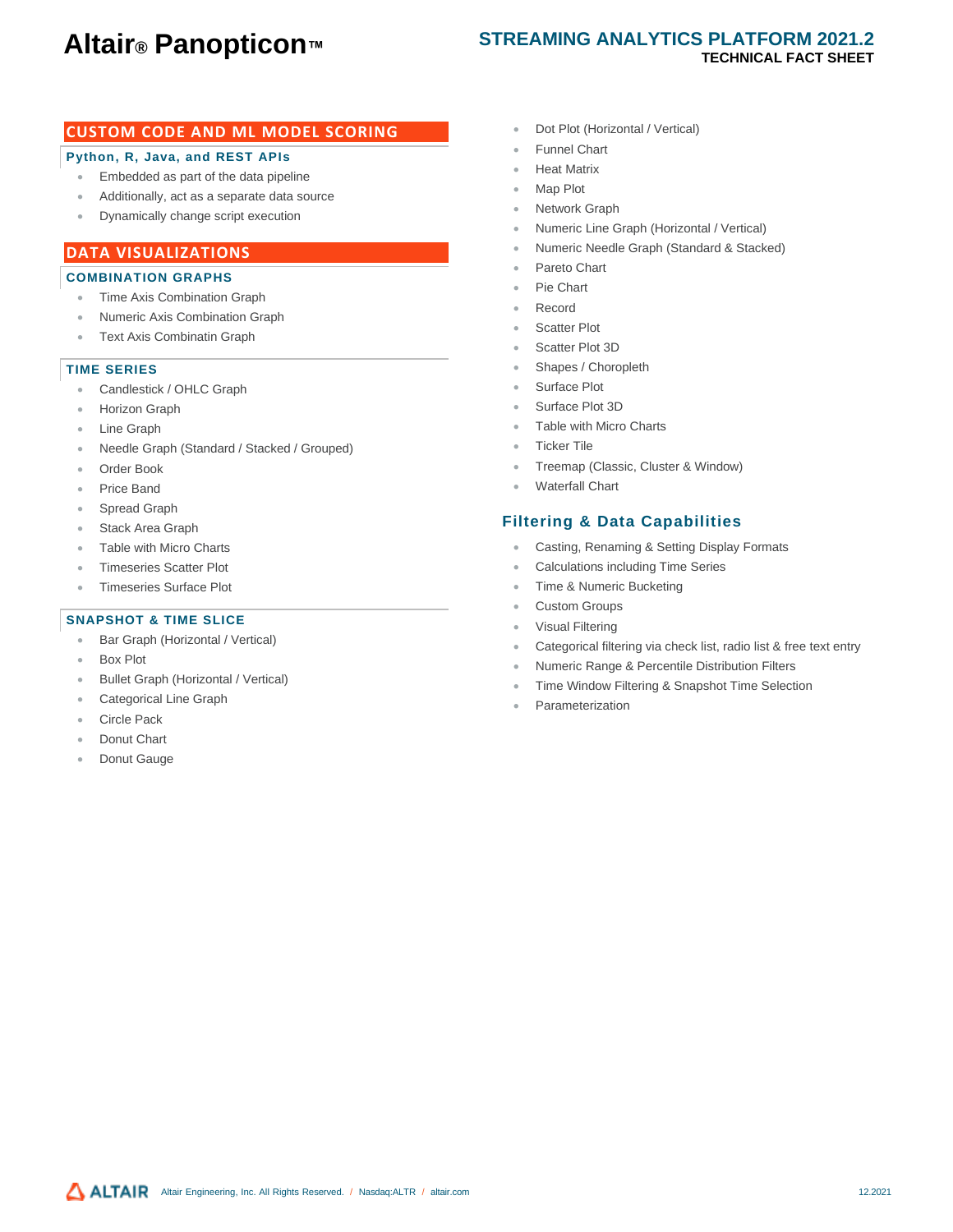## CUSTOM CODE AND ML MODEL SCORING

### Python, R, Java, and REST APIs

- Embedded as part of the data pipeline
- Additionally, act as a separate data source
- Dynamically change script execution

## DATA VISUALIZATIONS

### COMBINATION GRAPHS

- Time Axis Combination Graph
- Numeric Axis Combination Graph
- Text Axis Combinatin Graph

### TIME SERIES

- Candlestick / OHLC Graph
- Horizon Graph
- Line Graph
- Needle Graph (Standard / Stacked / Grouped)
- Order Book
- Price Band
- Spread Graph
- Stack Area Graph
- Table with Micro Charts
- Timeseries Scatter Plot
- Timeseries Surface Plot

### SNAPSHOT & TIME SLICE

- Bar Graph (Horizontal / Vertical)
- Box Plot
- Bullet Graph (Horizontal / Vertical)
- Categorical Line Graph
- Circle Pack
- Donut Chart
- Donut Gauge
- Dot Plot (Horizontal / Vertical)
- Funnel Chart
- Heat Matrix
- Map Plot
- Network Graph
- Numeric Line Graph (Horizontal / Vertical)
- Numeric Needle Graph (Standard & Stacked)
- Pareto Chart
- Pie Chart
- Record
- Scatter Plot
- Scatter Plot 3D
- Shapes / Choropleth
- Surface Plot
- Surface Plot 3D
- Table with Micro Charts
- Ticker Tile
- Treemap (Classic, Cluster & Window)
- Waterfall Chart

### Filtering & Data Capabilities

- Casting, Renaming & Setting Display Formats
- Calculations including Time Series
- Time & Numeric Bucketing
- Custom Groups
- Visual Filtering
- Categorical filtering via check list, radio list & free text entry
- Numeric Range & Percentile Distribution Filters
- Time Window Filtering & Snapshot Time Selection
- Parameterization